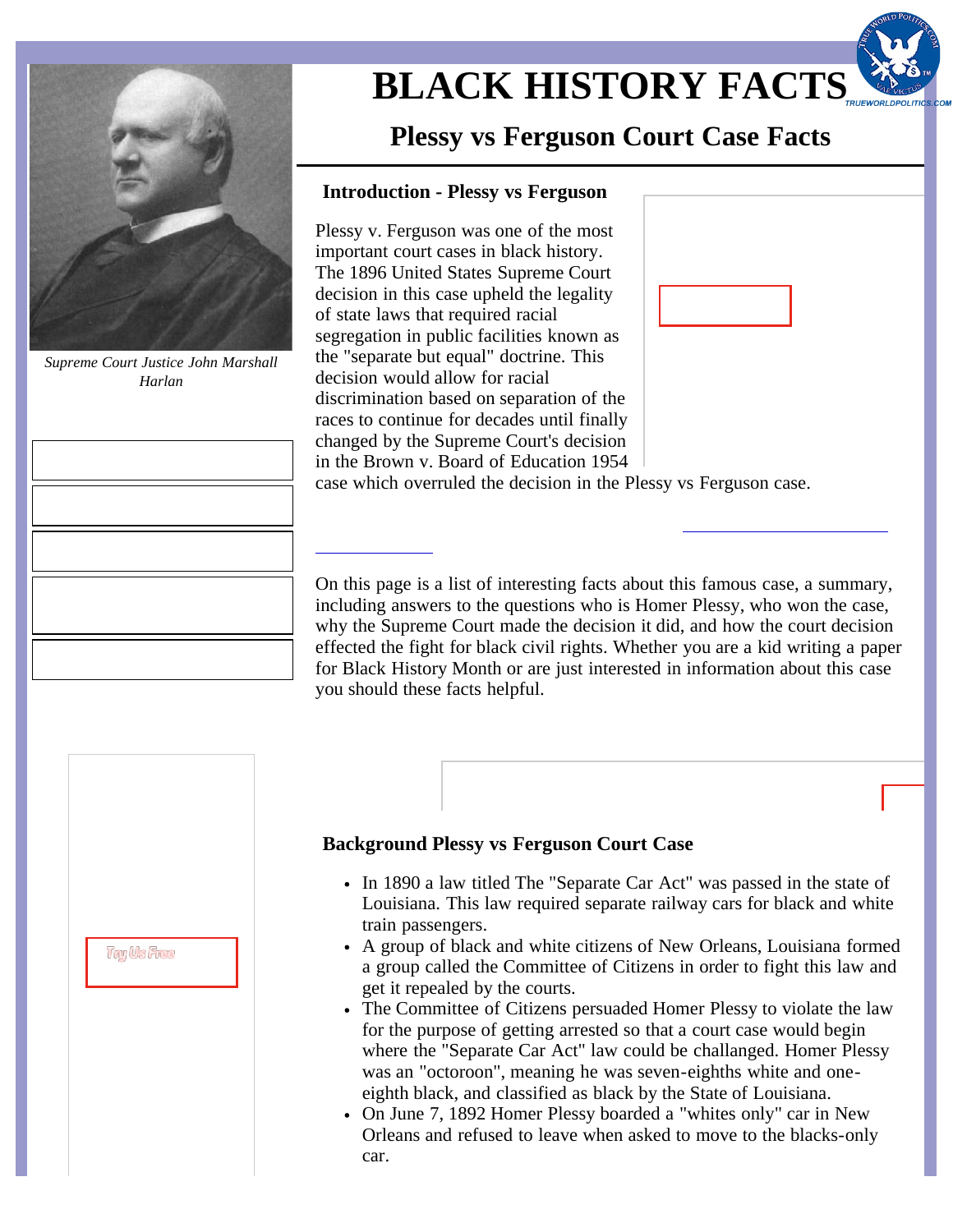# BLACK HISTORY FACTS

## Plessy vs Ferguson Court Case Facts

*Supreme Court Justice John Marshall Harlan*

### Introduction - Plessy vs Ferguson

Plessy v. Ferguson was one of the most important court cases in black history. The 1896 United States Supreme Court decision in this case upheld the legality of state laws that required racial segregation in public facilities known as the "separate but equal" doctrine. This decision would allow for racial discrimination based on separation of the races to continue for decades until finally changed by the Supreme Court's decision in the Brown v. Board of Education 1954 case which overruled the decision in the Plessy vs Ferguson case.

On this page is a list of interesting facts about this famous case, a summary, including answers to the questions who is Homer Plessy, who won the case, why the Supreme Court made the decision it did, and how the court decision effected the fight for black civil rights. Whether you are a kid writing a paper for Black History Month or are just interested in information about this case you should these facts helpful.

### Background Plessy vs Ferguson Court Case

- In 1890 a law titled The "Separate Car Act" was passed in the state of Louisiana. This law required separate railway cars for black and white train passengers.
- A group of black and white citizens of New Orleans, Louisiana formed a group called the Committee of Citizens in order to fight this law and get it repealed by the courts.
- The Committee of Citizens persuaded Homer Plessy to violate the law for the purpose of getting arrested so that a court case would begin where the "Separate Car Act" law could be challanged. Homer Plessy was an "octoroon", meaning he was seven-eighths white and one-eighth black, and classified as black by the State of Louisiana.
- On June 7, 1892 Homer Plessy boarded a "whites only" car in New Orleans and refused to leave when asked to move to the blacks-only car.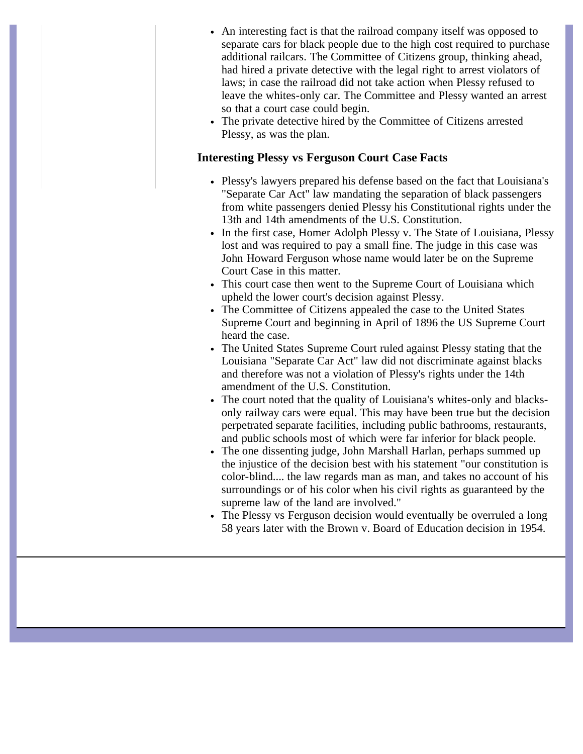- An interesting fact is that the railroad company itself was opposed to separate cars for black people due to the high cost required to purchase additional railcars. The Committee of Citizens group, thinking ahead, had hired a private detective with the legal right to arrest violators of laws; in case the railroad did not take action when Plessy refused to leave the whites-only car. The Committee and Plessy wanted an arrest so that a court case could begin.
- The private detective hired by the Committee of Citizens arrested Plessy, as was the plan.

### Interesting Plessy vs Ferguson Court Case Facts

- Plessy's lawyers prepared his defense based on the fact that Louisiana's "Separate Car Act" law mandating the separation of black passengers from white passengers denied Plessy his Constitutional rights under the 13th and 14th amendments of the U.S. Constitution.
- In the first case, Homer Adolph Plessy v. The State of Louisiana, Plessy lost and was required to pay a small fine. The judge in this case was John Howard Ferguson whose name would later be on the Supreme Court Case in this matter.
- This court case then went to the Supreme Court of Louisiana which upheld the lower court's decision against Plessy.
- The Committee of Citizens appealed the case to the United States Supreme Court and beginning in April of 1896 the US Supreme Court heard the case.
- The United States Supreme Court ruled against Plessy stating that the Louisiana "Separate Car Act" law did not discriminate against blacks and therefore was not a violation of Plessy's rights under the 14th amendment of the U.S. Constitution.
- The court noted that the quality of Louisiana's whites-only and blacks-only railway cars were equal. This may have been true but the decision perpetrated separate facilities, including public bathrooms, restaurants, and public schools most of which were far inferior for black people.
- The one dissenting judge, John Marshall Harlan, perhaps summed up the injustice of the decision best with his statement "our constitution is color-blind.... the law regards man as man, and takes no account of his surroundings or of his color when his civil rights as guaranteed by the supreme law of the land are involved."
- The Plessy vs Ferguson decision would eventually be overruled a long 58 years later with the Brown v. Board of Education decision in 1954.